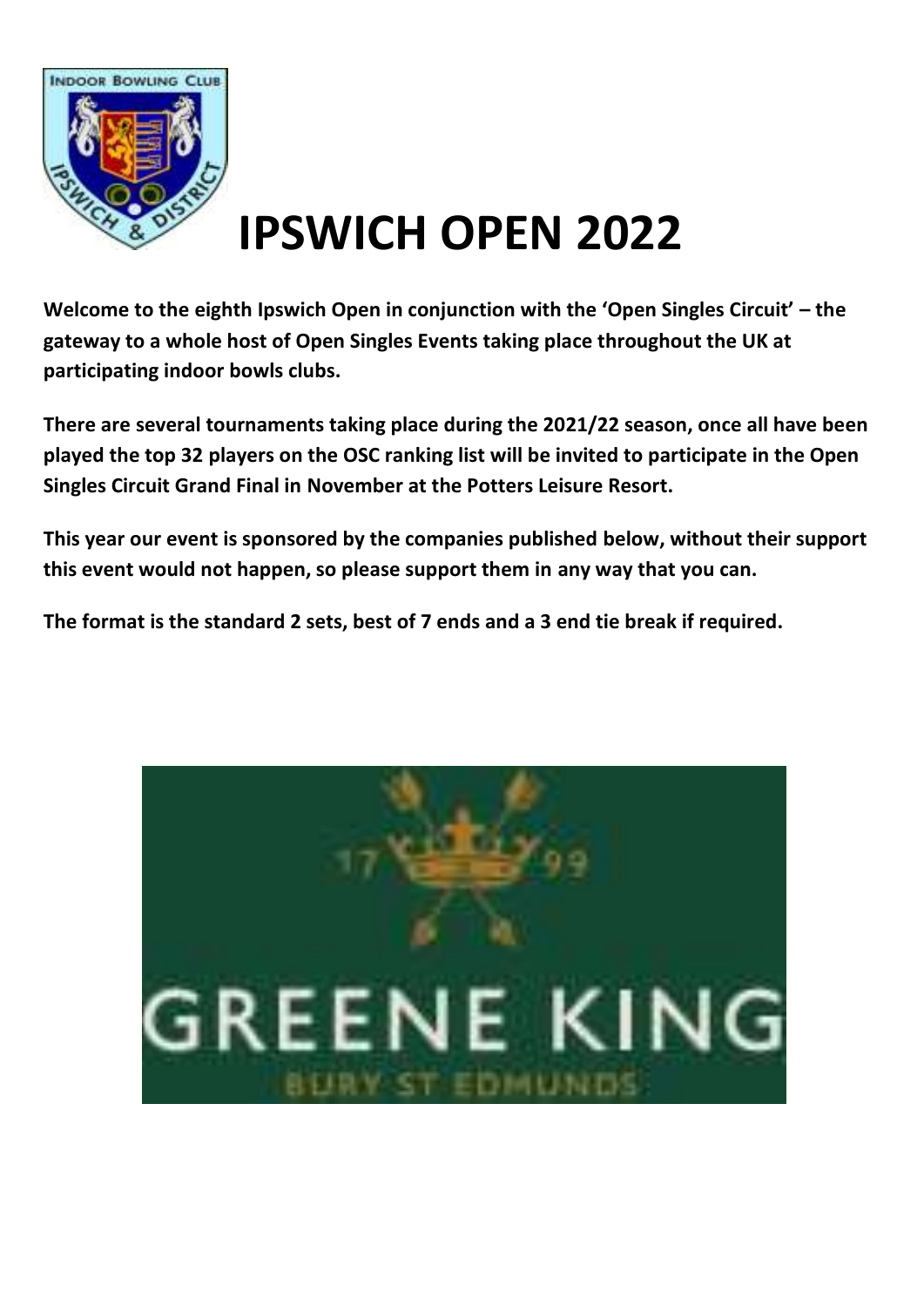# IPSWICH OPEN 2022

**Welcome to the eighth Ipswich Open in conjunction with the 'Open Singles Circuit' – the gateway to a whole host of Open Singles Events taking place throughout the UK at participating indoor bowls clubs.**

**There are several tournaments taking place during the 2021/22 season, once all have been played the top 32 players on the OSC ranking list will be invited to participate in the Open Singles Circuit Grand Final in November at the Potters Leisure Resort.**

**This year our event is sponsored by the companies published below, without their support this event would not happen, so please support them in any way that you can.**

**The format is the standard 2 sets, best of 7 ends and a 3 end tie break if required.**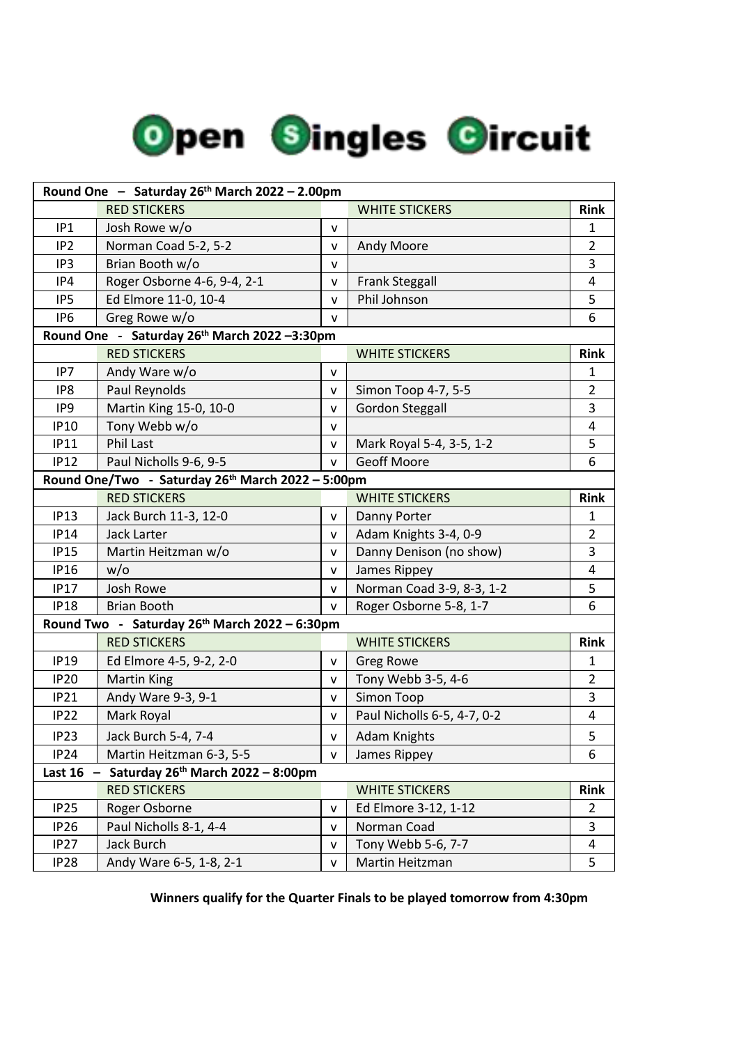# Open Singles Circuit

| Round One – Saturday 26th March 2022 – 2.00pm | | | | |
|---|---|---|---|---|
| | RED STICKERS | | WHITE STICKERS | Rink |
| IP1 | Josh Rowe w/o | v | | 1 |
| IP2 | Norman Coad 5-2, 5-2 | v | Andy Moore | 2 |
| IP3 | Brian Booth w/o | v | | 3 |
| IP4 | Roger Osborne 4-6, 9-4, 2-1 | v | Frank Steggall | 4 |
| IP5 | Ed Elmore 11-0, 10-4 | v | Phil Johnson | 5 |
| IP6 | Greg Rowe w/o | v | | 6 |
| **Round One - Saturday 26th March 2022 –3:30pm** | | | | |
| | RED STICKERS | | WHITE STICKERS | Rink |
| IP7 | Andy Ware w/o | v | | 1 |
| IP8 | Paul Reynolds | v | Simon Toop 4-7, 5-5 | 2 |
| IP9 | Martin King 15-0, 10-0 | v | Gordon Steggall | 3 |
| IP10 | Tony Webb w/o | v | | 4 |
| IP11 | Phil Last | v | Mark Royal 5-4, 3-5, 1-2 | 5 |
| IP12 | Paul Nicholls 9-6, 9-5 | v | Geoff Moore | 6 |
| **Round One/Two - Saturday 26th March 2022 – 5:00pm** | | | | |
| | RED STICKERS | | WHITE STICKERS | Rink |
| IP13 | Jack Burch 11-3, 12-0 | v | Danny Porter | 1 |
| IP14 | Jack Larter | v | Adam Knights 3-4, 0-9 | 2 |
| IP15 | Martin Heitzman w/o | v | Danny Denison (no show) | 3 |
| IP16 | w/o | v | James Rippey | 4 |
| IP17 | Josh Rowe | v | Norman Coad 3-9, 8-3, 1-2 | 5 |
| IP18 | Brian Booth | v | Roger Osborne 5-8, 1-7 | 6 |
| **Round Two - Saturday 26th March 2022 – 6:30pm** | | | | |
| | RED STICKERS | | WHITE STICKERS | Rink |
| IP19 | Ed Elmore 4-5, 9-2, 2-0 | v | Greg Rowe | 1 |
| IP20 | Martin King | v | Tony Webb 3-5, 4-6 | 2 |
| IP21 | Andy Ware 9-3, 9-1 | v | Simon Toop | 3 |
| IP22 | Mark Royal | v | Paul Nicholls 6-5, 4-7, 0-2 | 4 |
| IP23 | Jack Burch 5-4, 7-4 | v | Adam Knights | 5 |
| IP24 | Martin Heitzman 6-3, 5-5 | v | James Rippey | 6 |
| **Last 16 – Saturday 26th March 2022 – 8:00pm** | | | | |
| | RED STICKERS | | WHITE STICKERS | Rink |
| IP25 | Roger Osborne | v | Ed Elmore 3-12, 1-12 | 2 |
| IP26 | Paul Nicholls 8-1, 4-4 | v | Norman Coad | 3 |
| IP27 | Jack Burch | v | Tony Webb 5-6, 7-7 | 4 |
| IP28 | Andy Ware 6-5, 1-8, 2-1 | v | Martin Heitzman | 5 |

**Winners qualify for the Quarter Finals to be played tomorrow from 4:30pm**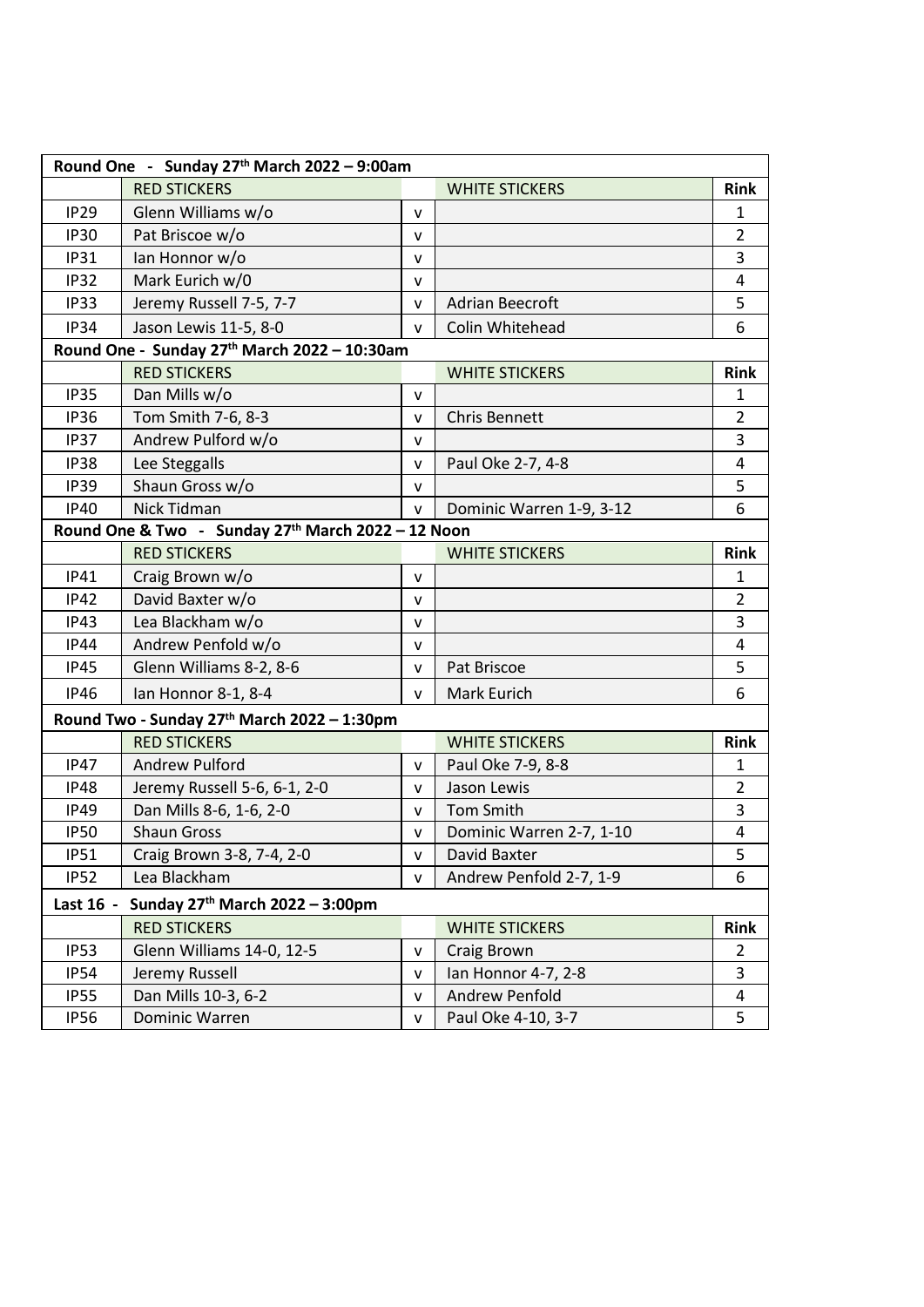| Round One - Sunday 27th March 2022 – 9:00am | | | | |
|---|---|---|---|---|
| | RED STICKERS | | WHITE STICKERS | Rink |
| IP29 | Glenn Williams w/o | v | | 1 |
| IP30 | Pat Briscoe w/o | v | | 2 |
| IP31 | Ian Honnor w/o | v | | 3 |
| IP32 | Mark Eurich w/0 | v | | 4 |
| IP33 | Jeremy Russell 7-5, 7-7 | v | Adrian Beecroft | 5 |
| IP34 | Jason Lewis 11-5, 8-0 | v | Colin Whitehead | 6 |
| **Round One - Sunday 27th March 2022 – 10:30am** | | | | |
| | RED STICKERS | | WHITE STICKERS | Rink |
| IP35 | Dan Mills w/o | v | | 1 |
| IP36 | Tom Smith 7-6, 8-3 | v | Chris Bennett | 2 |
| IP37 | Andrew Pulford w/o | v | | 3 |
| IP38 | Lee Steggalls | v | Paul Oke 2-7, 4-8 | 4 |
| IP39 | Shaun Gross w/o | v | | 5 |
| IP40 | Nick Tidman | v | Dominic Warren 1-9, 3-12 | 6 |
| **Round One & Two - Sunday 27th March 2022 – 12 Noon** | | | | |
| | RED STICKERS | | WHITE STICKERS | Rink |
| IP41 | Craig Brown w/o | v | | 1 |
| IP42 | David Baxter w/o | v | | 2 |
| IP43 | Lea Blackham w/o | v | | 3 |
| IP44 | Andrew Penfold w/o | v | | 4 |
| IP45 | Glenn Williams 8-2, 8-6 | v | Pat Briscoe | 5 |
| IP46 | Ian Honnor 8-1, 8-4 | v | Mark Eurich | 6 |
| **Round Two - Sunday 27th March 2022 – 1:30pm** | | | | |
| | RED STICKERS | | WHITE STICKERS | Rink |
| IP47 | Andrew Pulford | v | Paul Oke 7-9, 8-8 | 1 |
| IP48 | Jeremy Russell 5-6, 6-1, 2-0 | v | Jason Lewis | 2 |
| IP49 | Dan Mills 8-6, 1-6, 2-0 | v | Tom Smith | 3 |
| IP50 | Shaun Gross | v | Dominic Warren 2-7, 1-10 | 4 |
| IP51 | Craig Brown 3-8, 7-4, 2-0 | v | David Baxter | 5 |
| IP52 | Lea Blackham | v | Andrew Penfold 2-7, 1-9 | 6 |
| **Last 16 - Sunday 27th March 2022 – 3:00pm** | | | | |
| | RED STICKERS | | WHITE STICKERS | Rink |
| IP53 | Glenn Williams 14-0, 12-5 | v | Craig Brown | 2 |
| IP54 | Jeremy Russell | v | Ian Honnor 4-7, 2-8 | 3 |
| IP55 | Dan Mills 10-3, 6-2 | v | Andrew Penfold | 4 |
| IP56 | Dominic Warren | v | Paul Oke 4-10, 3-7 | 5 |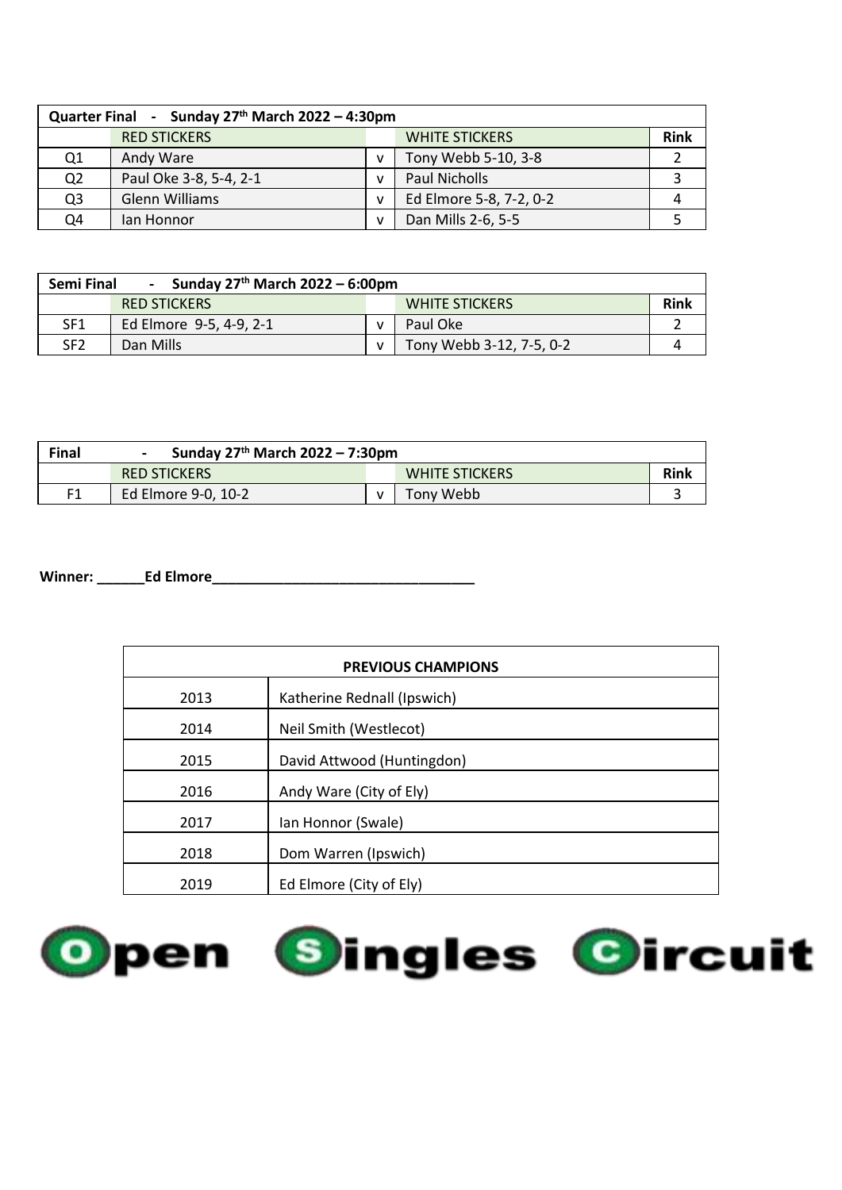| Quarter Final - Sunday 27th March 2022 – 4:30pm | | | | |
|---|---|---|---|---|
| | RED STICKERS | | WHITE STICKERS | Rink |
| Q1 | Andy Ware | v | Tony Webb 5-10, 3-8 | 2 |
| Q2 | Paul Oke 3-8, 5-4, 2-1 | v | Paul Nicholls | 3 |
| Q3 | Glenn Williams | v | Ed Elmore 5-8, 7-2, 0-2 | 4 |
| Q4 | Ian Honnor | v | Dan Mills 2-6, 5-5 | 5 |

| Semi Final - Sunday 27th March 2022 – 6:00pm | | | | |
|---|---|---|---|---|
| | RED STICKERS | | WHITE STICKERS | Rink |
| SF1 | Ed Elmore 9-5, 4-9, 2-1 | v | Paul Oke | 2 |
| SF2 | Dan Mills | v | Tony Webb 3-12, 7-5, 0-2 | 4 |

| Final - Sunday 27th March 2022 – 7:30pm | | | | |
|---|---|---|---|---|
| | RED STICKERS | | WHITE STICKERS | Rink |
| F1 | Ed Elmore 9-0, 10-2 | v | Tony Webb | 3 |

**Winner: ______Ed Elmore________________________________**

| PREVIOUS CHAMPIONS | |
|---|---|
| 2013 | Katherine Rednall (Ipswich) |
| 2014 | Neil Smith (Westlecot) |
| 2015 | David Attwood (Huntingdon) |
| 2016 | Andy Ware (City of Ely) |
| 2017 | Ian Honnor (Swale) |
| 2018 | Dom Warren (Ipswich) |
| 2019 | Ed Elmore (City of Ely) |

**Open Singles Circuit**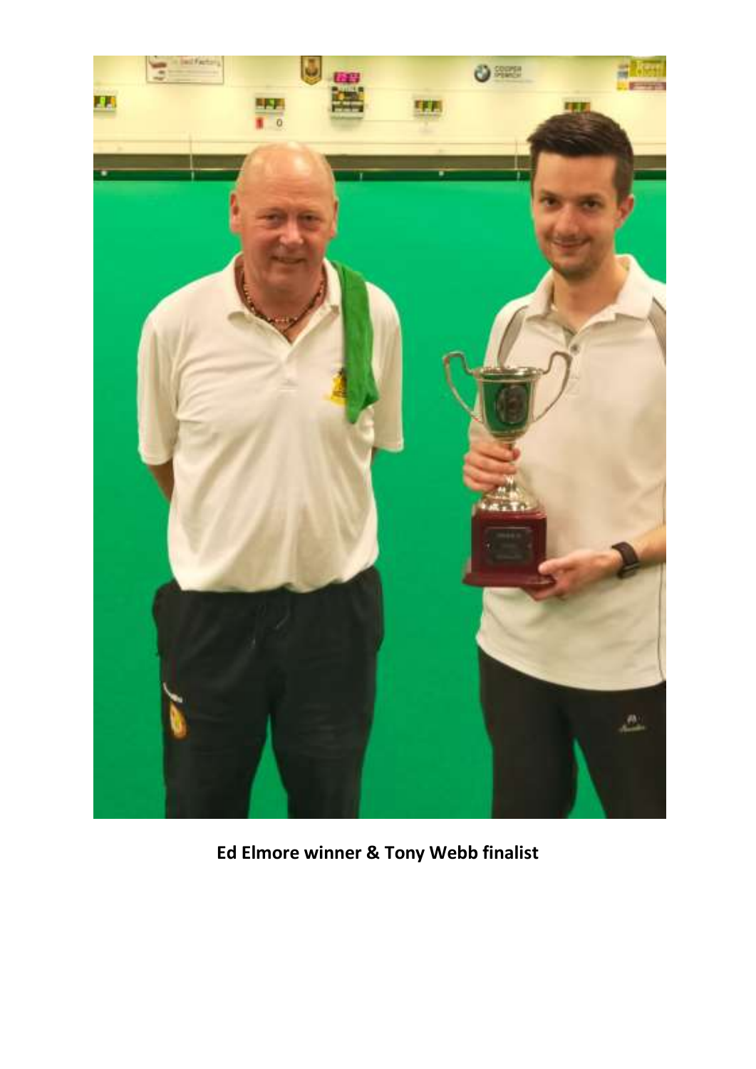**Ed Elmore winner & Tony Webb finalist**